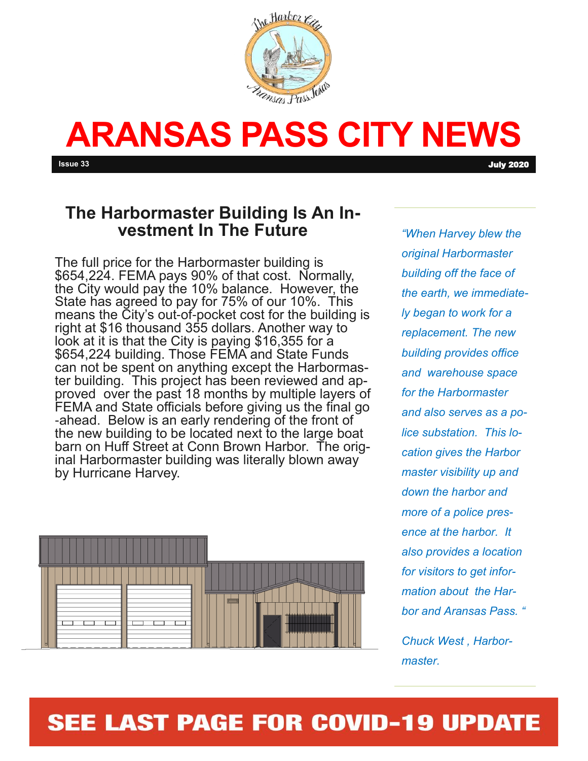# ARANSAS PASS CITY NEWS

**Issue 33** **July 2020**

## The Harbormaster Building Is An Investment In The Future

The full price for the Harbormaster building is $654,224. FEMA pays 90% of that cost. Normally, the City would pay the 10% balance. However, the State has agreed to pay for 75% of our 10%. This means the City's out-of-pocket cost for the building is right at $16 thousand 355 dollars. Another way to look at it is that the City is paying $16,355 for a $654,224 building. Those FEMA and State Funds can not be spent on anything except the Harbormaster building. This project has been reviewed and approved over the past 18 months by multiple layers of FEMA and State officials before giving us the final go-ahead. Below is an early rendering of the front of the new building to be located next to the large boat barn on Huff Street at Conn Brown Harbor. The original Harbormaster building was literally blown away by Hurricane Harvey.

*"When Harvey blew the original Harbormaster building off the face of the earth, we immediately began to work for a replacement. The new building provides office and warehouse space for the Harbormaster and also serves as a police substation. This location gives the Harbor master visibility up and down the harbor and more of a police presence at the harbor. It also provides a location for visitors to get information about the Harbor and Aransas Pass."*

*Chuck West, Harbormaster.*

**SEE LAST PAGE FOR COVID-19 UPDATE**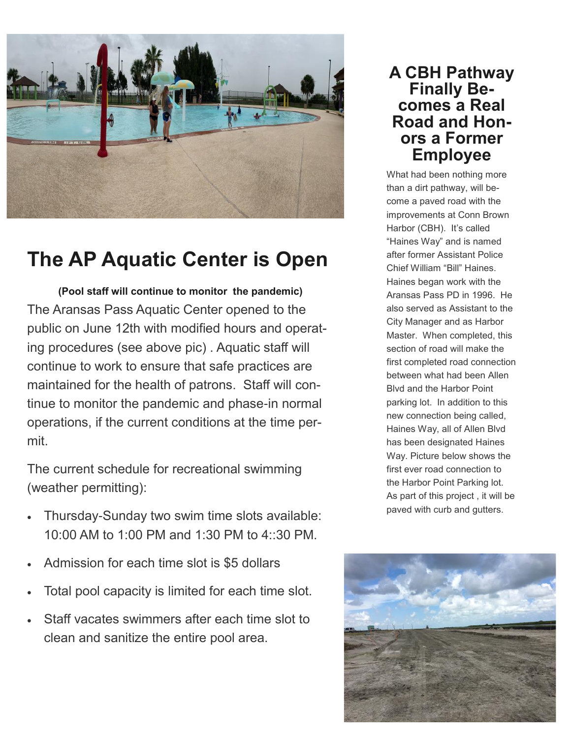## The AP Aquatic Center is Open

**(Pool staff will continue to monitor the pandemic)**

The Aransas Pass Aquatic Center opened to the public on June 12th with modified hours and operating procedures (see above pic) . Aquatic staff will continue to work to ensure that safe practices are maintained for the health of patrons. Staff will continue to monitor the pandemic and phase-in normal operations, if the current conditions at the time permit.

The current schedule for recreational swimming (weather permitting):

- Thursday-Sunday two swim time slots available: 10:00 AM to 1:00 PM and 1:30 PM to 4::30 PM.
- Admission for each time slot is $5 dollars
- Total pool capacity is limited for each time slot.
- Staff vacates swimmers after each time slot to clean and sanitize the entire pool area.

## A CBH Pathway Finally Becomes a Real Road and Honors a Former Employee

What had been nothing more than a dirt pathway, will become a paved road with the improvements at Conn Brown Harbor (CBH). It's called "Haines Way" and is named after former Assistant Police Chief William "Bill" Haines. Haines began work with the Aransas Pass PD in 1996. He also served as Assistant to the City Manager and as Harbor Master. When completed, this section of road will make the first completed road connection between what had been Allen Blvd and the Harbor Point parking lot. In addition to this new connection being called, Haines Way, all of Allen Blvd has been designated Haines Way. Picture below shows the first ever road connection to the Harbor Point Parking lot. As part of this project , it will be paved with curb and gutters.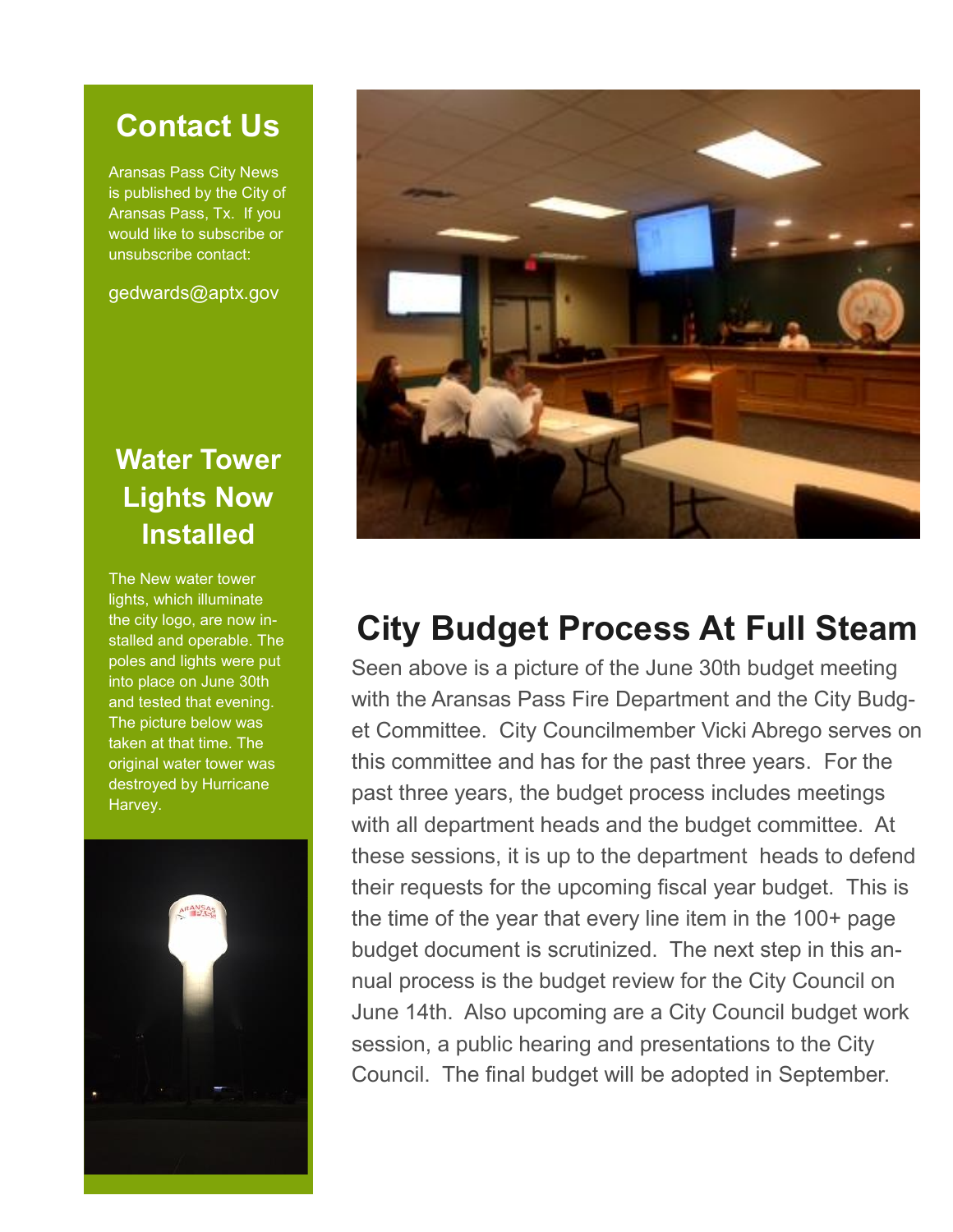## Contact Us

Aransas Pass City News is published by the City of Aransas Pass, Tx. If you would like to subscribe or unsubscribe contact:

gedwards@aptx.gov

## Water Tower Lights Now Installed

The New water tower lights, which illuminate the city logo, are now installed and operable. The poles and lights were put into place on June 30th and tested that evening. The picture below was taken at that time. The original water tower was destroyed by Hurricane Harvey.

# City Budget Process At Full Steam

Seen above is a picture of the June 30th budget meeting with the Aransas Pass Fire Department and the City Budget Committee. City Councilmember Vicki Abrego serves on this committee and has for the past three years. For the past three years, the budget process includes meetings with all department heads and the budget committee. At these sessions, it is up to the department heads to defend their requests for the upcoming fiscal year budget. This is the time of the year that every line item in the 100+ page budget document is scrutinized. The next step in this annual process is the budget review for the City Council on June 14th. Also upcoming are a City Council budget work session, a public hearing and presentations to the City Council. The final budget will be adopted in September.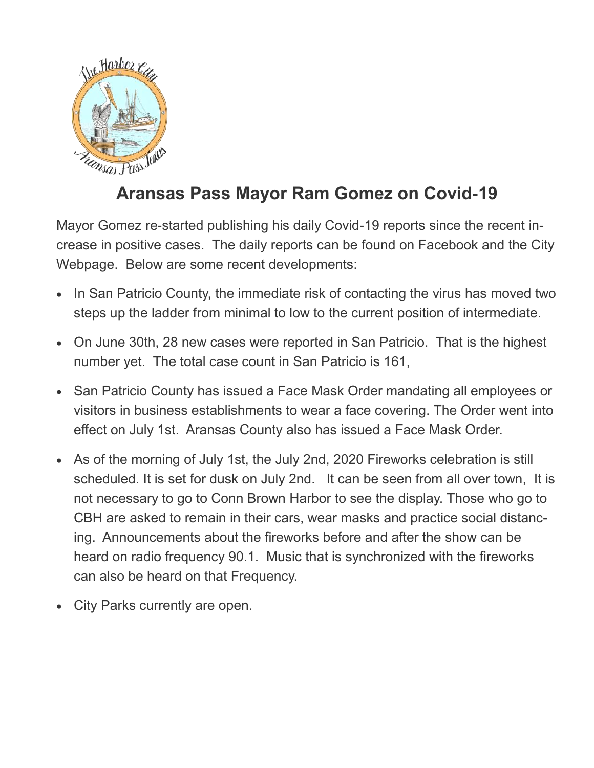## Aransas Pass Mayor Ram Gomez on Covid-19

Mayor Gomez re-started publishing his daily Covid-19 reports since the recent increase in positive cases. The daily reports can be found on Facebook and the City Webpage. Below are some recent developments:

- In San Patricio County, the immediate risk of contacting the virus has moved two steps up the ladder from minimal to low to the current position of intermediate.
- On June 30th, 28 new cases were reported in San Patricio. That is the highest number yet. The total case count in San Patricio is 161,
- San Patricio County has issued a Face Mask Order mandating all employees or visitors in business establishments to wear a face covering. The Order went into effect on July 1st. Aransas County also has issued a Face Mask Order.
- As of the morning of July 1st, the July 2nd, 2020 Fireworks celebration is still scheduled. It is set for dusk on July 2nd. It can be seen from all over town, It is not necessary to go to Conn Brown Harbor to see the display. Those who go to CBH are asked to remain in their cars, wear masks and practice social distancing. Announcements about the fireworks before and after the show can be heard on radio frequency 90.1. Music that is synchronized with the fireworks can also be heard on that Frequency.
- City Parks currently are open.